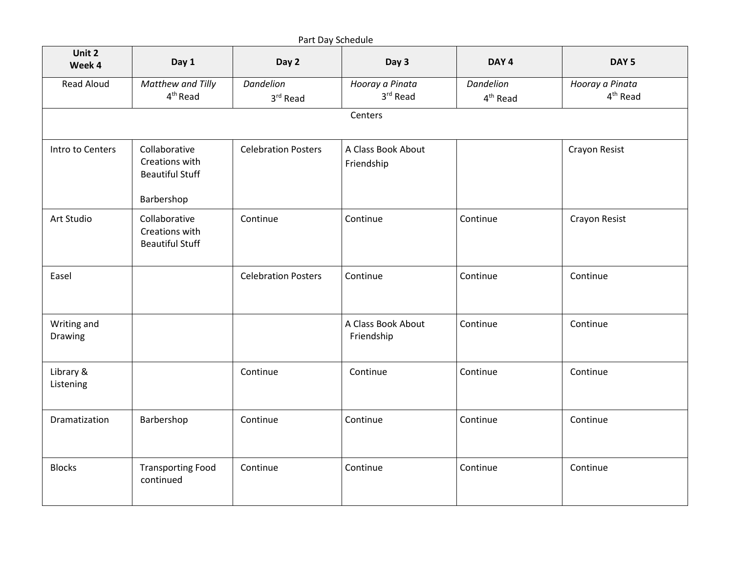Part Day Schedule

| Unit 2 Week 4 | Day 1 | Day 2 | Day 3 | DAY 4 | DAY 5 |
|---|---|---|---|---|---|
| Read Aloud | *Matthew and Tilly* 4th Read | *Dandelion* 3rd Read | *Hooray a Pinata* 3rd Read | *Dandelion* 4th Read | *Hooray a Pinata* 4th Read |
| Centers | | | | | |
| Intro to Centers | Collaborative Creations with Beautiful Stuff<br><br>Barbershop | Celebration Posters | A Class Book About Friendship | | Crayon Resist |
| Art Studio | Collaborative Creations with Beautiful Stuff | Continue | Continue | Continue | Crayon Resist |
| Easel | | Celebration Posters | Continue | Continue | Continue |
| Writing and Drawing | | | A Class Book About Friendship | Continue | Continue |
| Library & Listening | | Continue | Continue | Continue | Continue |
| Dramatization | Barbershop | Continue | Continue | Continue | Continue |
| Blocks | Transporting Food continued | Continue | Continue | Continue | Continue |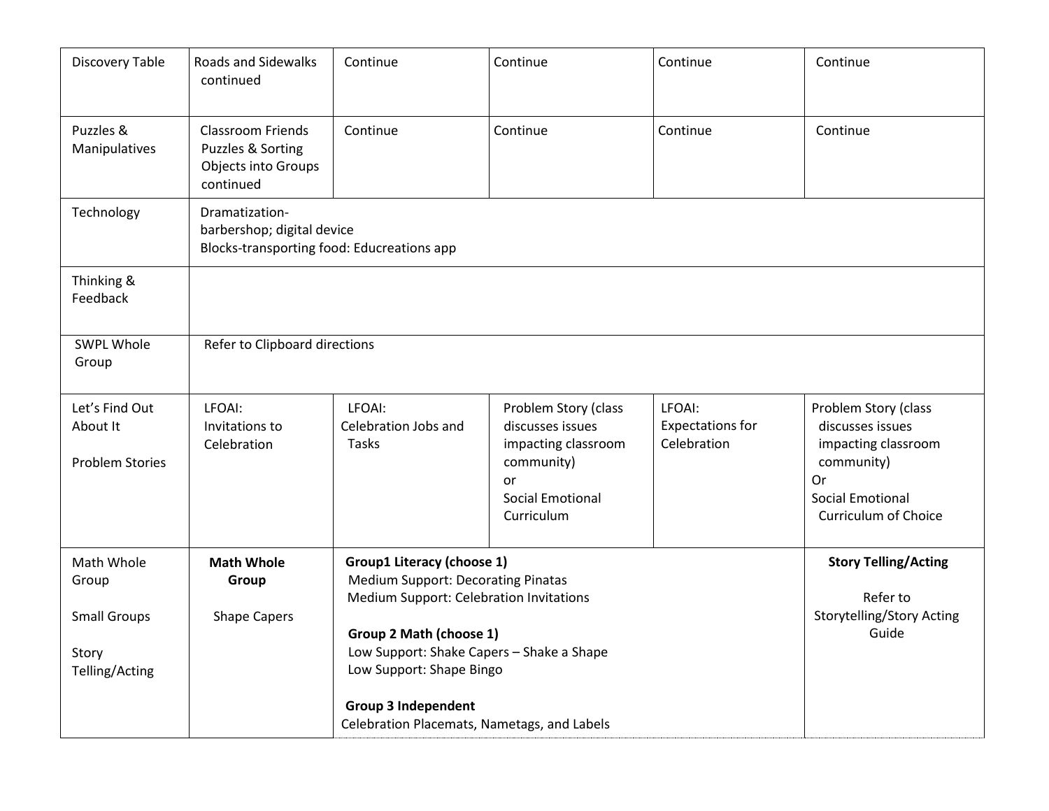| | | | | | |
|---|---|---|---|---|---|
| Discovery Table | Roads and Sidewalks continued | Continue | Continue | Continue | Continue |
| Puzzles & Manipulatives | Classroom Friends Puzzles & Sorting Objects into Groups continued | Continue | Continue | Continue | Continue |
| Technology | Dramatization-<br>barbershop; digital device<br>Blocks-transporting food: Educreations app | | | | |
| Thinking & Feedback | | | | | |
| SWPL Whole Group | Refer to Clipboard directions | | | | |
| Let's Find Out About It<br><br>Problem Stories | LFOAI:<br>Invitations to Celebration | LFOAI:<br>Celebration Jobs and Tasks | Problem Story (class discusses issues impacting classroom community)<br>or<br>Social Emotional Curriculum | LFOAI:<br>Expectations for Celebration | Problem Story (class discusses issues impacting classroom community)<br>Or<br>Social Emotional Curriculum of Choice |
| Math Whole Group<br><br>Small Groups<br><br>Story Telling/Acting | **Math Whole Group**<br><br>Shape Capers | **Group1 Literacy (choose 1)**<br>Medium Support: Decorating Pinatas<br>Medium Support: Celebration Invitations<br><br>**Group 2 Math (choose 1)**<br>Low Support: Shake Capers – Shake a Shape<br>Low Support: Shape Bingo<br><br>**Group 3 Independent**<br>Celebration Placemats, Nametags, and Labels | | | **Story Telling/Acting**<br><br>Refer to Storytelling/Story Acting Guide |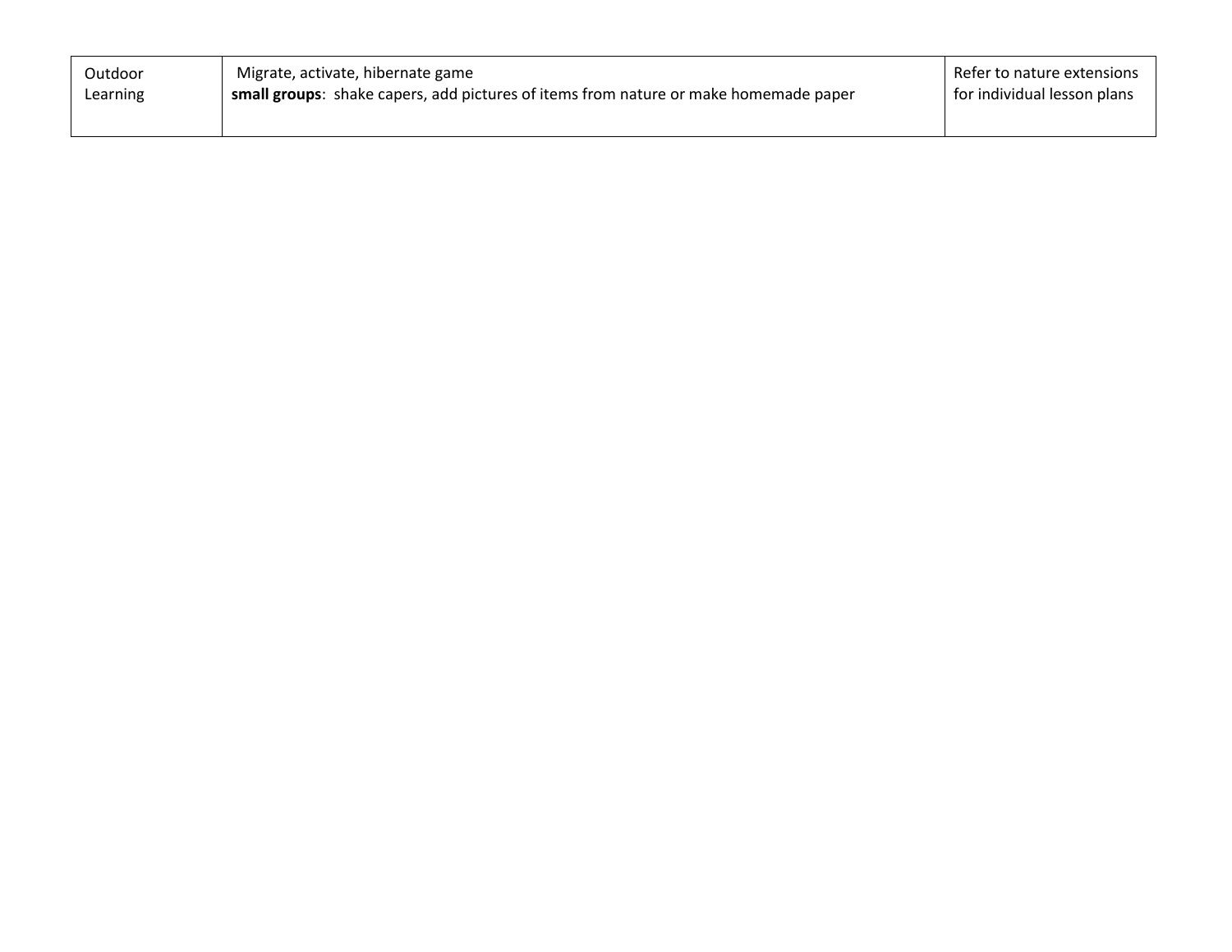| | | |
|---|---|---|
| Outdoor Learning | Migrate, activate, hibernate game<br>**small groups**: shake capers, add pictures of items from nature or make homemade paper | Refer to nature extensions for individual lesson plans |